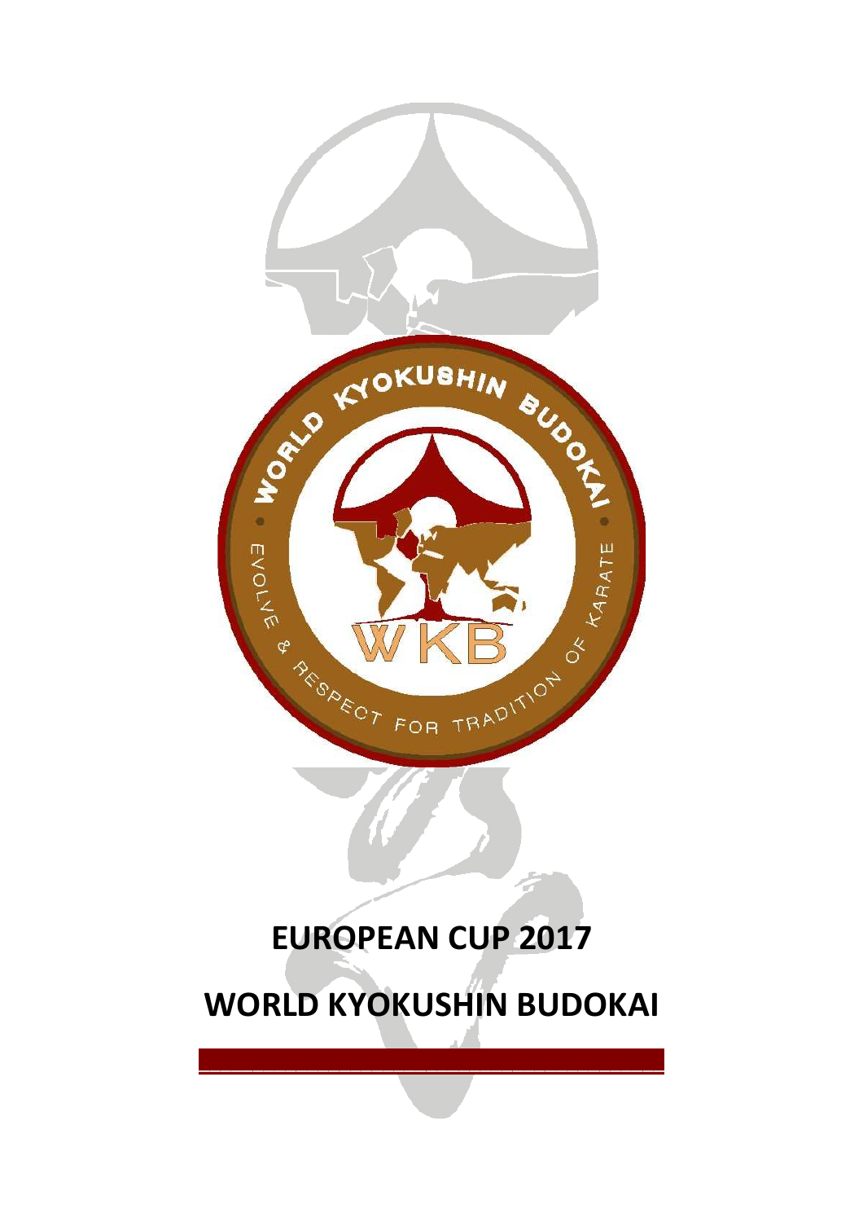# EUROPEAN CUP 2017

# WORLD KYOKUSHIN BUDOKAI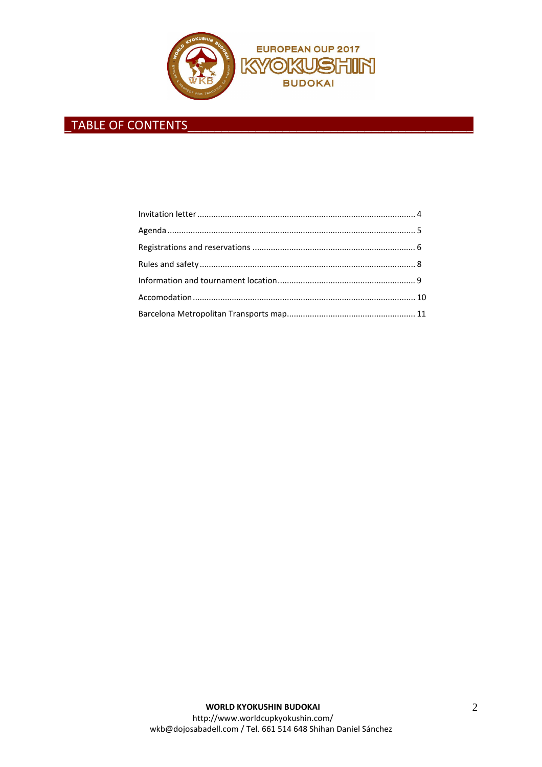EUROPEAN CUP 2017
KYOKUSHIN
BUDOKAI

## _TABLE OF CONTENTS_

Invitation letter ..................................................................................... 4

Agenda ..................................................................................................... 5

Registrations and reservations ................................................................ 6

Rules and safety ....................................................................................... 8

Information and tournament location ...................................................... 9

Accomodation ......................................................................................... 10

Barcelona Metropolitan Transports map ................................................. 11

**WORLD KYOKUSHIN BUDOKAI**
http://www.worldcupkyokushin.com/
wkb@dojosabadell.com / Tel. 661 514 648 Shihan Daniel Sánchez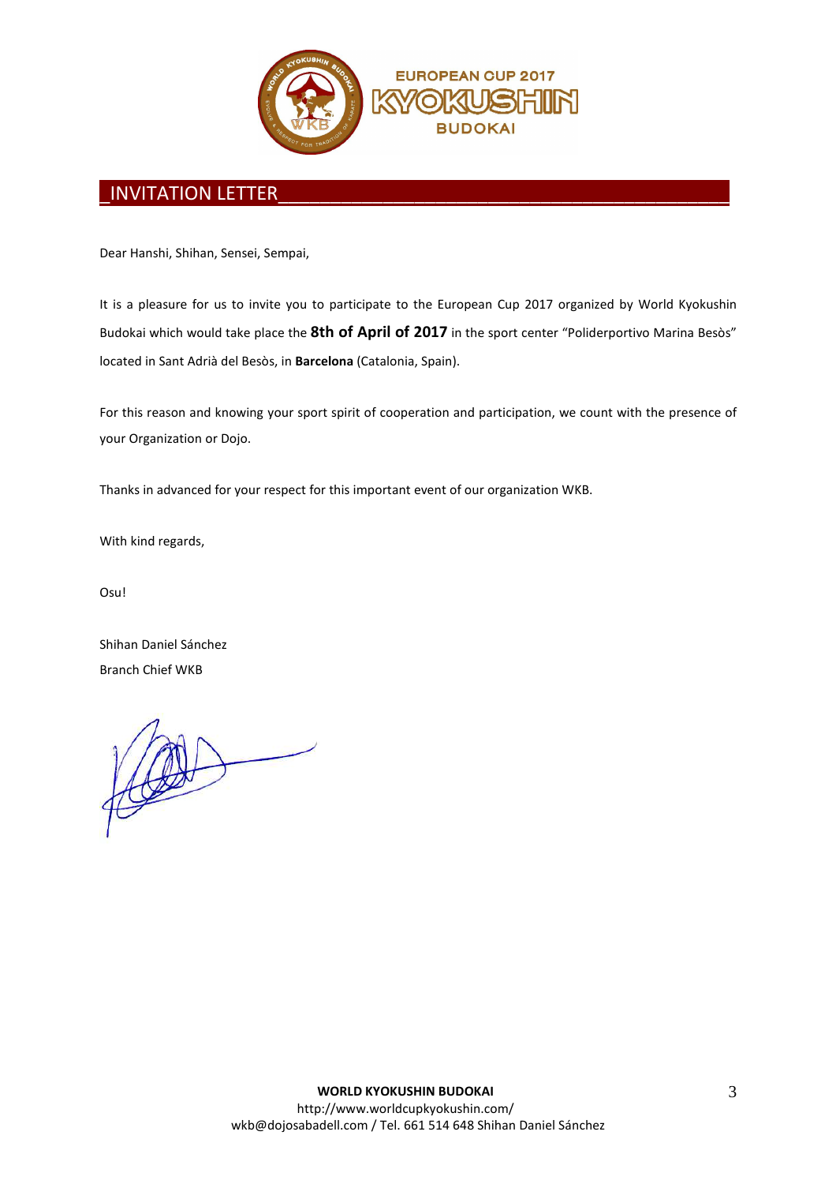EUROPEAN CUP 2017

KYOKUSHIN

BUDOKAI

## INVITATION LETTER

Dear Hanshi, Shihan, Sensei, Sempai,

It is a pleasure for us to invite you to participate to the European Cup 2017 organized by World Kyokushin Budokai which would take place the **8th of April of 2017** in the sport center "Poliderportivo Marina Besòs" located in Sant Adrià del Besòs, in **Barcelona** (Catalonia, Spain).

For this reason and knowing your sport spirit of cooperation and participation, we count with the presence of your Organization or Dojo.

Thanks in advanced for your respect for this important event of our organization WKB.

With kind regards,

Osu!

Shihan Daniel Sánchez
Branch Chief WKB

**WORLD KYOKUSHIN BUDOKAI**
http://www.worldcupkyokushin.com/
wkb@dojosabadell.com / Tel. 661 514 648 Shihan Daniel Sánchez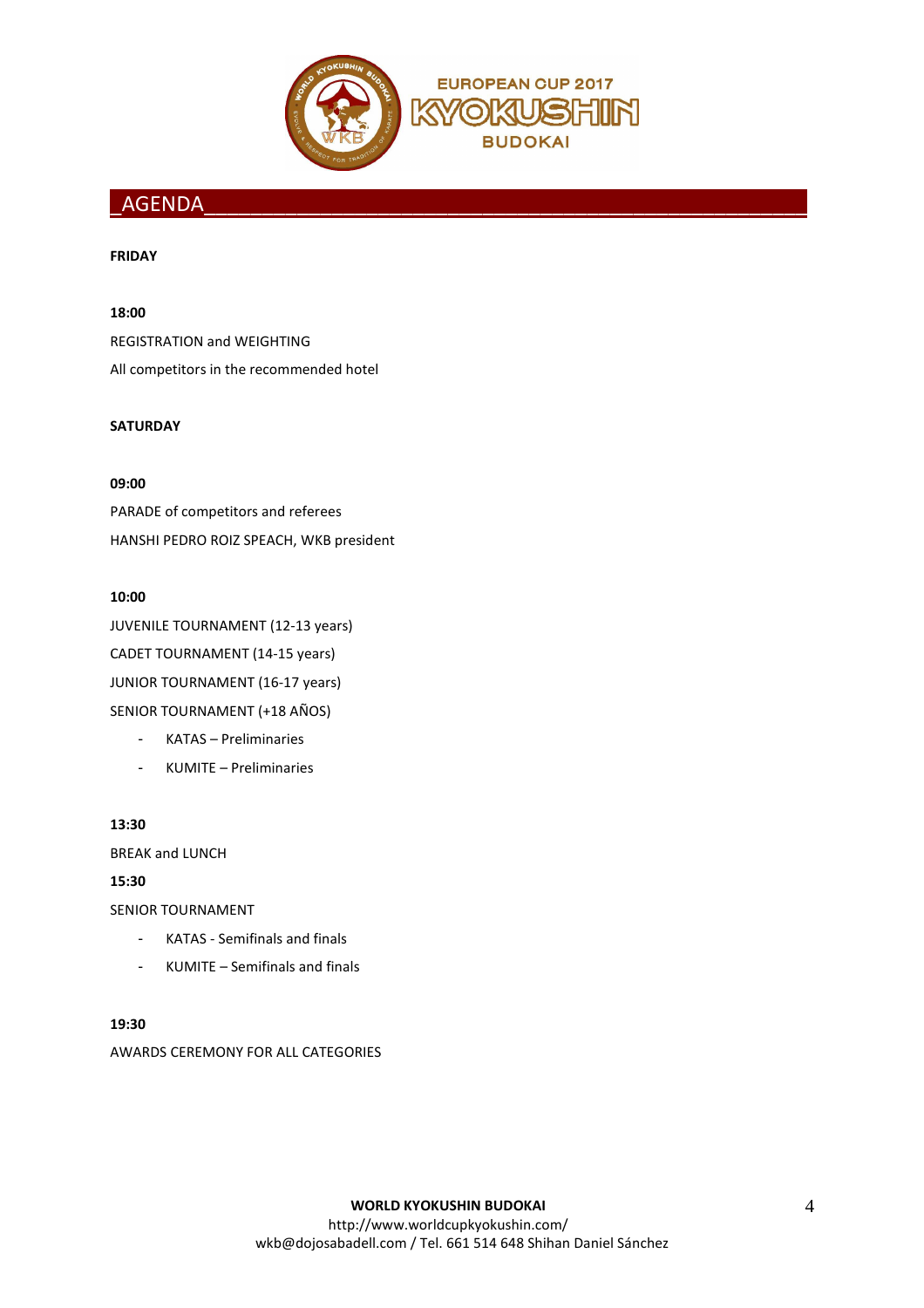## AGENDA

**FRIDAY**

**18:00**

REGISTRATION and WEIGHTING

All competitors in the recommended hotel

**SATURDAY**

**09:00**

PARADE of competitors and referees

HANSHI PEDRO ROIZ SPEACH, WKB president

**10:00**

JUVENILE TOURNAMENT (12-13 years)

CADET TOURNAMENT (14-15 years)

JUNIOR TOURNAMENT (16-17 years)

SENIOR TOURNAMENT (+18 AÑOS)

- KATAS – Preliminaries
- KUMITE – Preliminaries

**13:30**

BREAK and LUNCH

**15:30**

SENIOR TOURNAMENT

- KATAS - Semifinals and finals
- KUMITE – Semifinals and finals

**19:30**

AWARDS CEREMONY FOR ALL CATEGORIES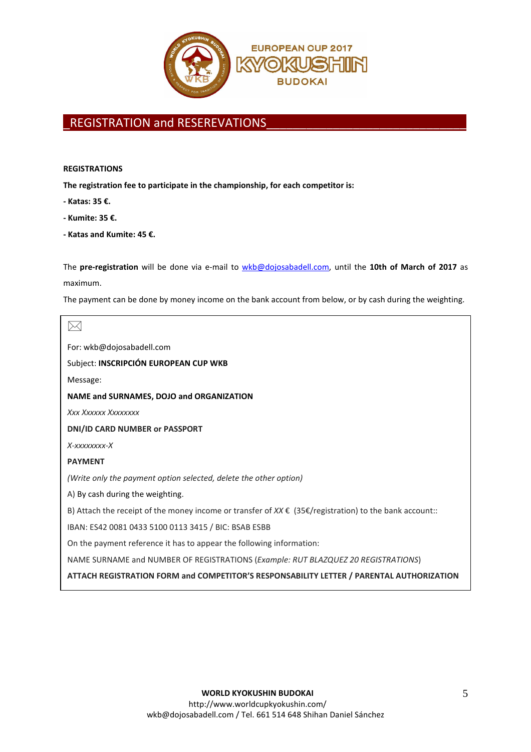EUROPEAN CUP 2017

KYOKUSHIN

BUDOKAI

## _REGISTRATION and RESEREVATIONS

**REGISTRATIONS**

**The registration fee to participate in the championship, for each competitor is:**

**- Katas: 35 €.**

**- Kumite: 35 €.**

**- Katas and Kumite: 45 €.**

The **pre-registration** will be done via e-mail to wkb@dojosabadell.com, until the **10th of March of 2017** as maximum.

The payment can be done by money income on the bank account from below, or by cash during the weighting.

---

For: wkb@dojosabadell.com

Subject: **INSCRIPCIÓN EUROPEAN CUP WKB**

Message:

**NAME and SURNAMES, DOJO and ORGANIZATION**

*Xxx Xxxxxx Xxxxxxxx*

**DNI/ID CARD NUMBER or PASSPORT**

*X-xxxxxxxx-X*

**PAYMENT**

*(Write only the payment option selected, delete the other option)*

A) By cash during the weighting.

B) Attach the receipt of the money income or transfer of *XX* € (35€/registration) to the bank account::

IBAN: ES42 0081 0433 5100 0113 3415 / BIC: BSAB ESBB

On the payment reference it has to appear the following information:

NAME SURNAME and NUMBER OF REGISTRATIONS (*Example: RUT BLAZQUEZ 20 REGISTRATIONS*)

**ATTACH REGISTRATION FORM and COMPETITOR'S RESPONSABILITY LETTER / PARENTAL AUTHORIZATION**

---

**WORLD KYOKUSHIN BUDOKAI**

http://www.worldcupkyokushin.com/

wkb@dojosabadell.com / Tel. 661 514 648 Shihan Daniel Sánchez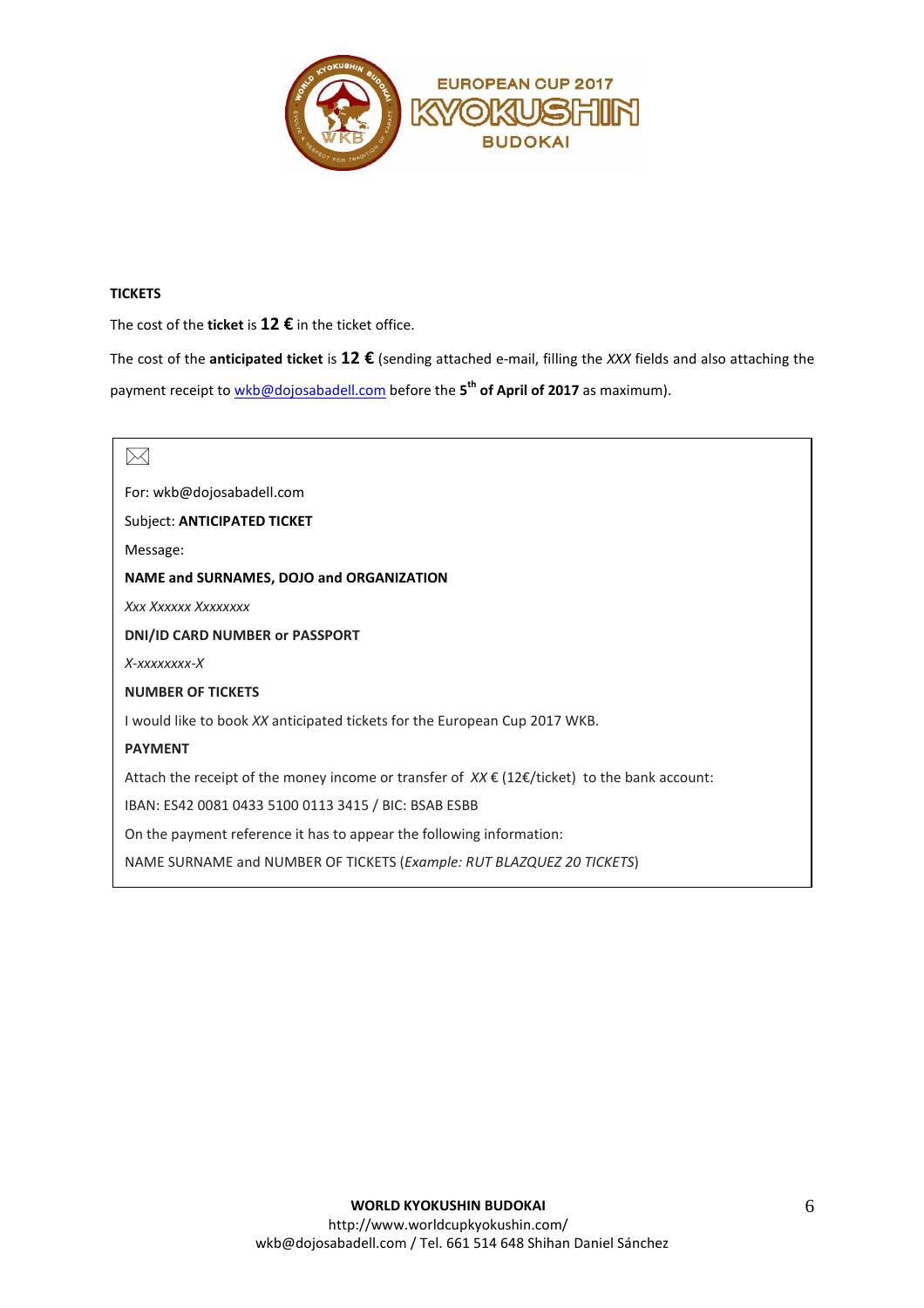EUROPEAN CUP 2017 KYOKUSHIN BUDOKAI

**TICKETS**

The cost of the **ticket** is **12 €** in the ticket office.

The cost of the **anticipated ticket** is **12 €** (sending attached e-mail, filling the *XXX* fields and also attaching the payment receipt to wkb@dojosabadell.com before the **5th of April of 2017** as maximum).

---

✉

For: wkb@dojosabadell.com

Subject: **ANTICIPATED TICKET**

Message:

**NAME and SURNAMES, DOJO and ORGANIZATION**

*Xxx Xxxxxx Xxxxxxxx*

**DNI/ID CARD NUMBER or PASSPORT**

*X-xxxxxxxx-X*

**NUMBER OF TICKETS**

I would like to book *XX* anticipated tickets for the European Cup 2017 WKB.

**PAYMENT**

Attach the receipt of the money income or transfer of *XX* € (12€/ticket) to the bank account:

IBAN: ES42 0081 0433 5100 0113 3415 / BIC: BSAB ESBB

On the payment reference it has to appear the following information:

NAME SURNAME and NUMBER OF TICKETS (*Example: RUT BLAZQUEZ 20 TICKETS*)

---

**WORLD KYOKUSHIN BUDOKAI**
http://www.worldcupkyokushin.com/
wkb@dojosabadell.com / Tel. 661 514 648 Shihan Daniel Sánchez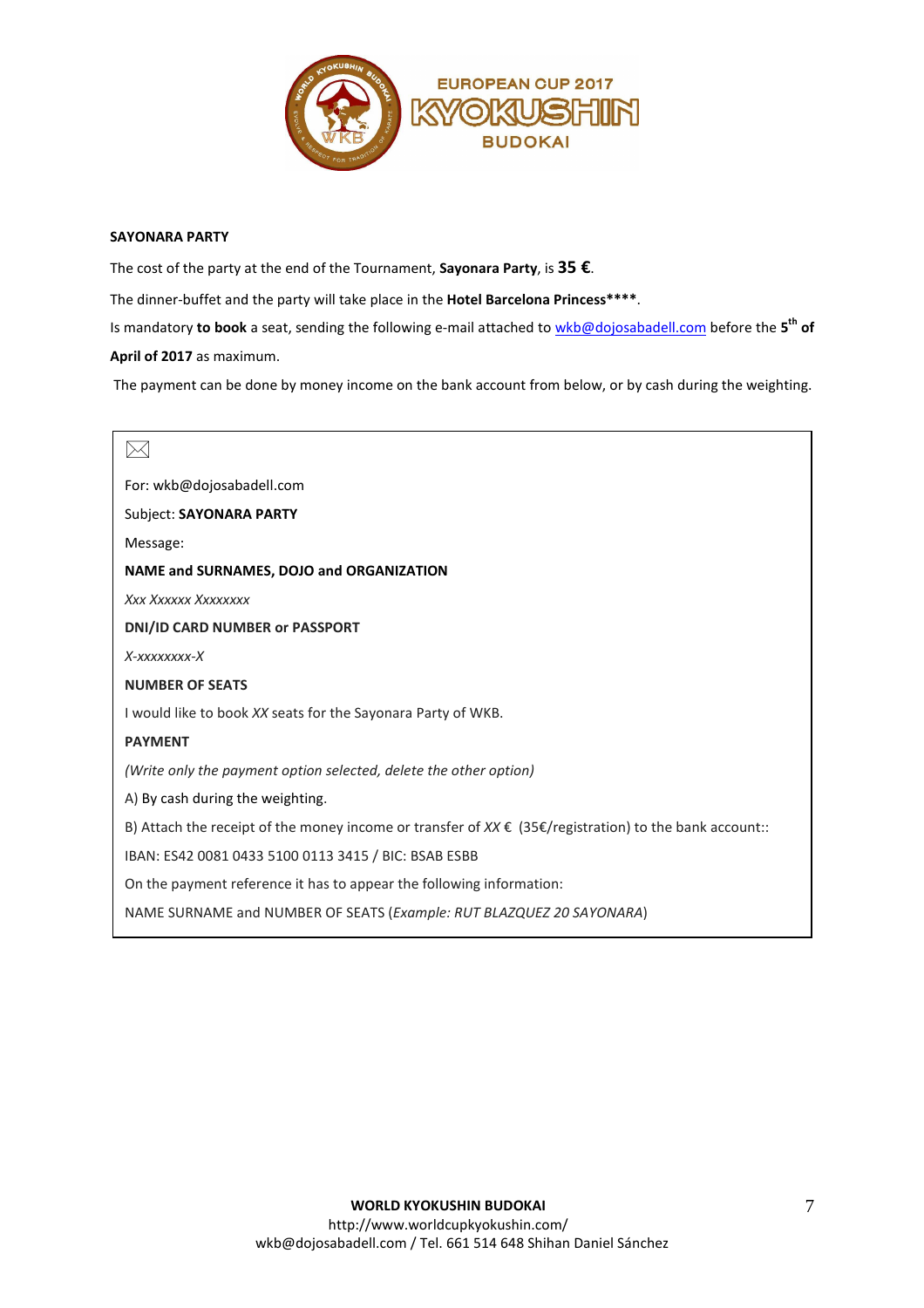## SAYONARA PARTY

The cost of the party at the end of the Tournament, **Sayonara Party**, is **35 €**.

The dinner-buffet and the party will take place in the **Hotel Barcelona Princess****\***.

Is mandatory **to book** a seat, sending the following e-mail attached to wkb@dojosabadell.com before the **5th of April of 2017** as maximum.

The payment can be done by money income on the bank account from below, or by cash during the weighting.

---

For: wkb@dojosabadell.com

Subject: **SAYONARA PARTY**

Message:

**NAME and SURNAMES, DOJO and ORGANIZATION**

*Xxx Xxxxxx Xxxxxxxx*

**DNI/ID CARD NUMBER or PASSPORT**

*X-xxxxxxxx-X*

**NUMBER OF SEATS**

I would like to book *XX* seats for the Sayonara Party of WKB.

**PAYMENT**

*(Write only the payment option selected, delete the other option)*

A) By cash during the weighting.

B) Attach the receipt of the money income or transfer of *XX* € (35€/registration) to the bank account::

IBAN: ES42 0081 0433 5100 0113 3415 / BIC: BSAB ESBB

On the payment reference it has to appear the following information:

NAME SURNAME and NUMBER OF SEATS (*Example: RUT BLAZQUEZ 20 SAYONARA*)

---

**WORLD KYOKUSHIN BUDOKAI**
http://www.worldcupkyokushin.com/
wkb@dojosabadell.com / Tel. 661 514 648 Shihan Daniel Sánchez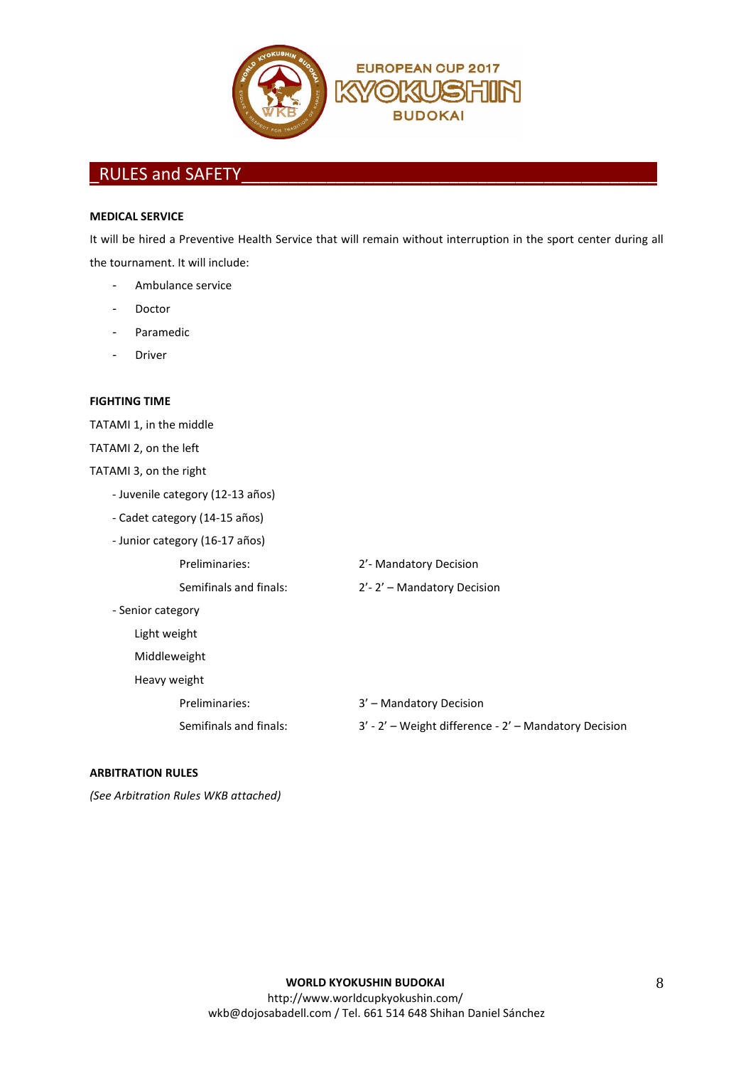## RULES and SAFETY

**MEDICAL SERVICE**

It will be hired a Preventive Health Service that will remain without interruption in the sport center during all the tournament. It will include:

- Ambulance service
- Doctor
- Paramedic
- Driver

**FIGHTING TIME**

TATAMI 1, in the middle

TATAMI 2, on the left

TATAMI 3, on the right

- Juvenile category (12-13 años)
- Cadet category (14-15 años)
- Junior category (16-17 años)

| | |
|---|---|
| Preliminaries: | 2’- Mandatory Decision |
| Semifinals and finals: | 2’- 2’ – Mandatory Decision |

- Senior category
  - Light weight
  - Middleweight
  - Heavy weight

| | |
|---|---|
| Preliminaries: | 3’ – Mandatory Decision |
| Semifinals and finals: | 3’ - 2’ – Weight difference - 2’ – Mandatory Decision |

**ARBITRATION RULES**

*(See Arbitration Rules WKB attached)*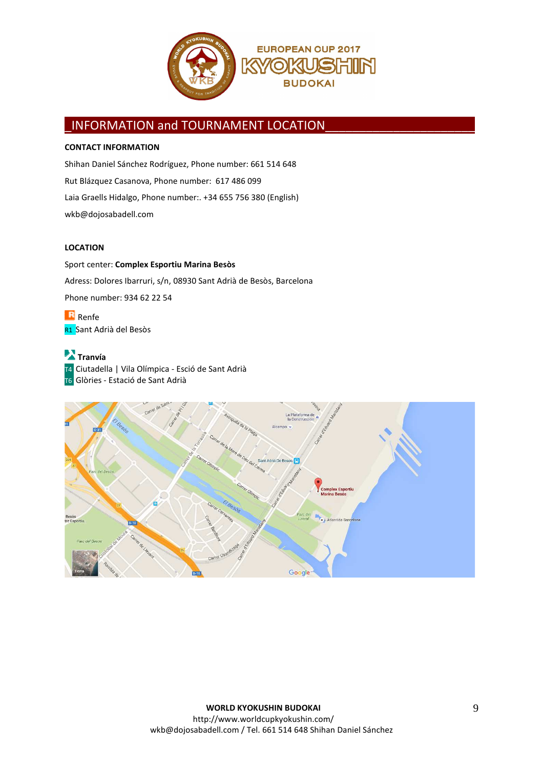## INFORMATION and TOURNAMENT LOCATION

**CONTACT INFORMATION**

Shihan Daniel Sánchez Rodríguez, Phone number: 661 514 648

Rut Blázquez Casanova, Phone number: 617 486 099

Laia Graells Hidalgo, Phone number:. +34 655 756 380 (English)

wkb@dojosabadell.com

**LOCATION**

Sport center: **Complex Esportiu Marina Besòs**

Adress: Dolores Ibarruri, s/n, 08930 Sant Adrià de Besòs, Barcelona

Phone number: 934 62 22 54

Renfe

R1 Sant Adrià del Besòs

**Tranvía**

T4 Ciutadella | Vila Olímpica - Esció de Sant Adrià

T6 Glòries - Estació de Sant Adrià

**WORLD KYOKUSHIN BUDOKAI**
http://www.worldcupkyokushin.com/
wkb@dojosabadell.com / Tel. 661 514 648 Shihan Daniel Sánchez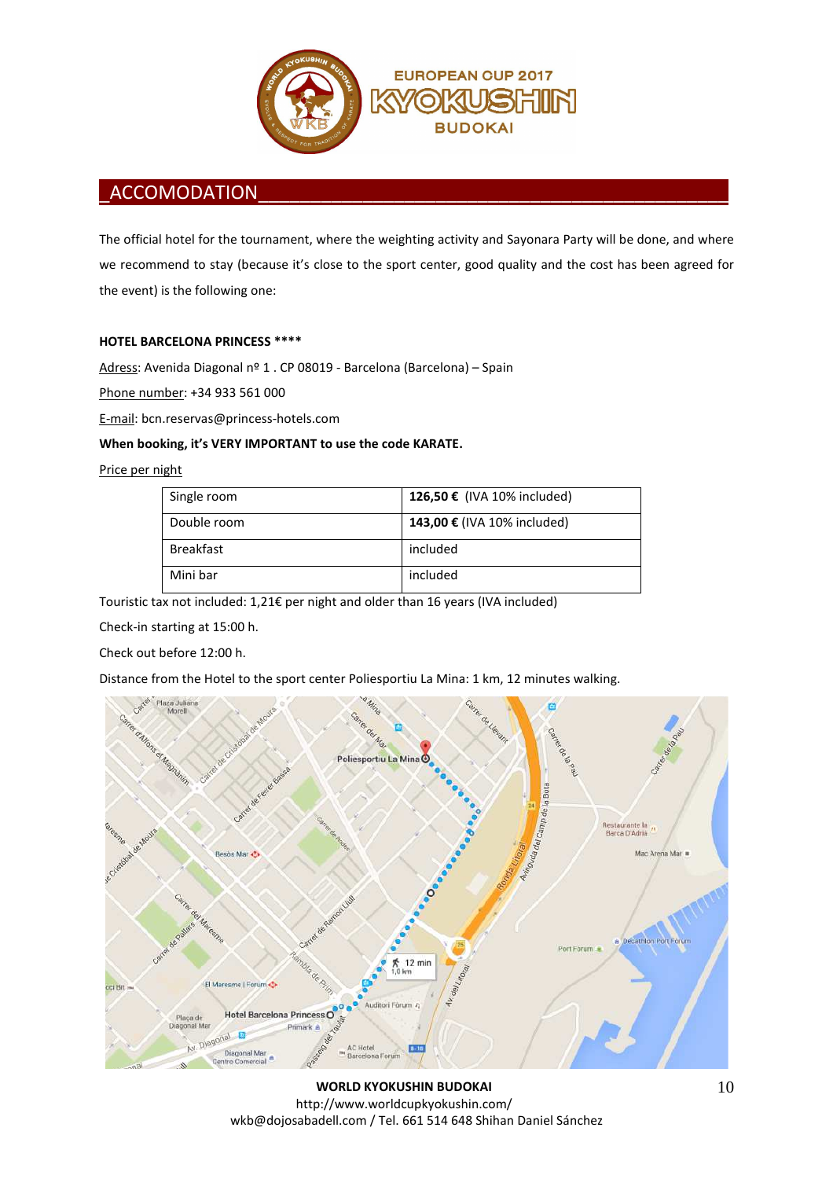## ACCOMODATION

The official hotel for the tournament, where the weighting activity and Sayonara Party will be done, and where we recommend to stay (because it's close to the sport center, good quality and the cost has been agreed for the event) is the following one:

**HOTEL BARCELONA PRINCESS ****

Adress: Avenida Diagonal nº 1 . CP 08019 - Barcelona (Barcelona) – Spain

Phone number: +34 933 561 000

E-mail: bcn.reservas@princess-hotels.com

**When booking, it's VERY IMPORTANT to use the code KARATE.**

Price per night

| Single room | **126,50 €** (IVA 10% included) |
|---|---|
| Double room | **143,00 €** (IVA 10% included) |
| Breakfast | included |
| Mini bar | included |

Touristic tax not included: 1,21€ per night and older than 16 years (IVA included)

Check-in starting at 15:00 h.

Check out before 12:00 h.

Distance from the Hotel to the sport center Poliesportiu La Mina: 1 km, 12 minutes walking.

**WORLD KYOKUSHIN BUDOKAI**
http://www.worldcupkyokushin.com/
wkb@dojosabadell.com / Tel. 661 514 648 Shihan Daniel Sánchez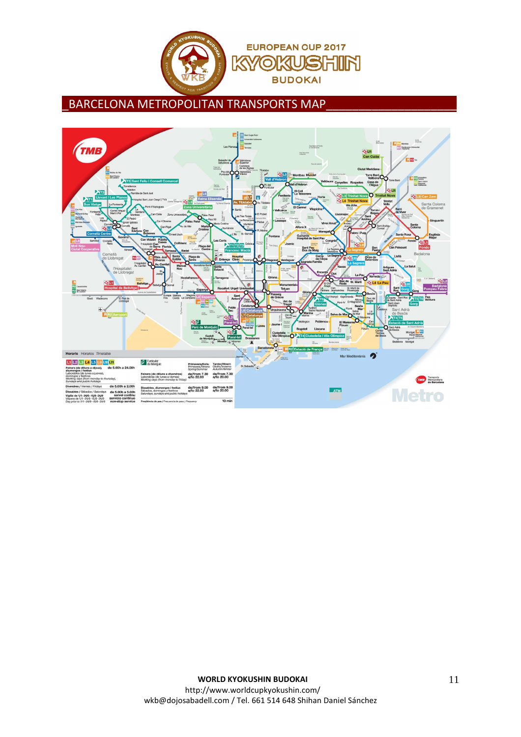EUROPEAN CUP 2017

KYOKUSHIN

BUDOKAI

## BARCELONA METROPOLITAN TRANSPORTS MAP

**WORLD KYOKUSHIN BUDOKAI**
http://www.worldcupkyokushin.com/
wkb@dojosabadell.com / Tel. 661 514 648 Shihan Daniel Sánchez